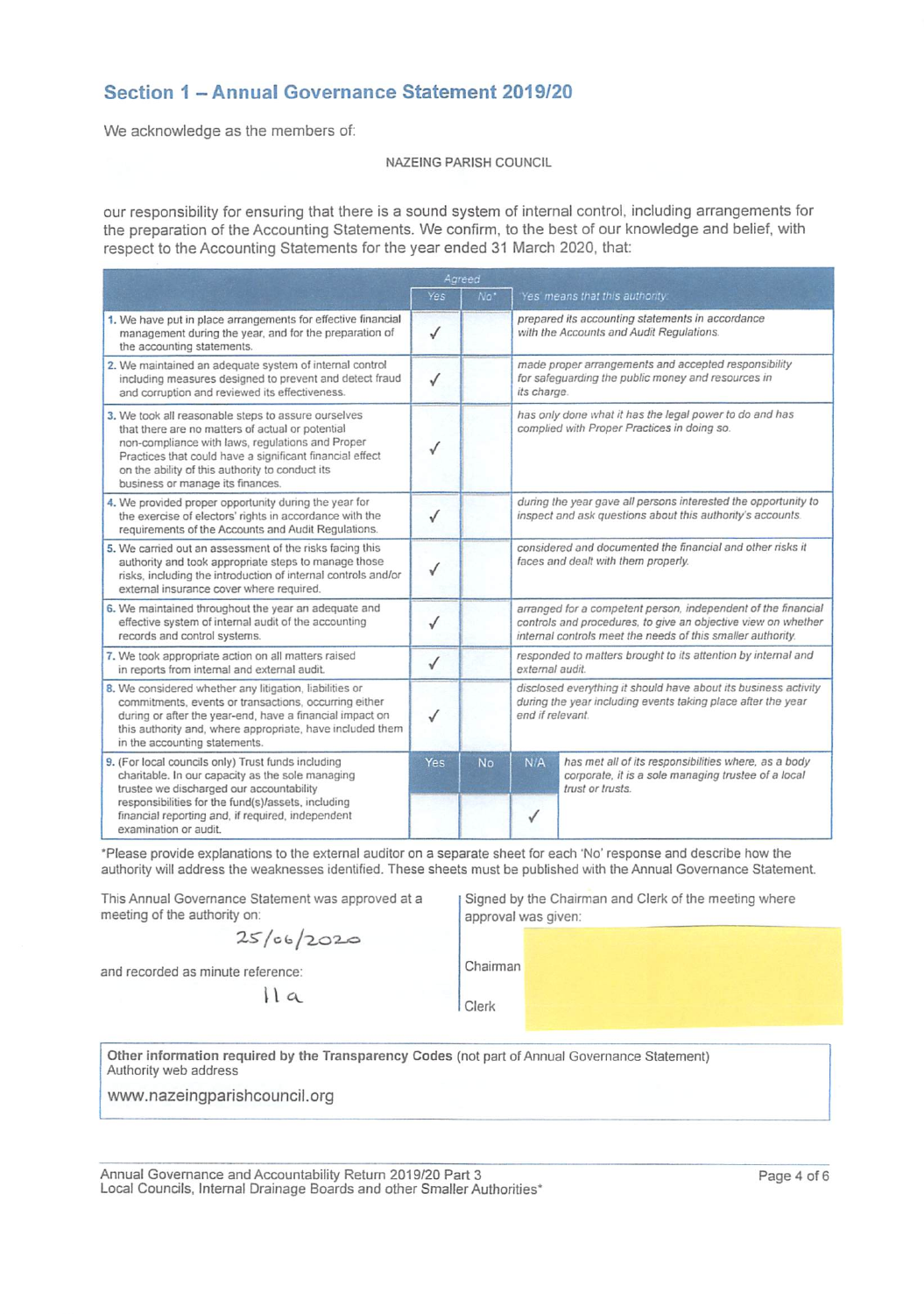## Section 1 – Annual Governance Statement 2019/20

We acknowledge as the members of:

NAZEING PARISH COUNCIL

our responsibility for ensuring that there is a sound system of internal control, including arrangements for the preparation of the Accounting Statements. We confirm, to the best of our knowledge and belief, with respect to the Accounting Statements for the year ended 31 March 2020, that:

| | Agreed | | |
|---|---|---|---|
| | Yes | No* | 'Yes' means that this authority: |
| 1. We have put in place arrangements for effective financial management during the year, and for the preparation of the accounting statements. | ✓ | | *prepared its accounting statements in accordance with the Accounts and Audit Regulations.* |
| 2. We maintained an adequate system of internal control including measures designed to prevent and detect fraud and corruption and reviewed its effectiveness. | ✓ | | *made proper arrangements and accepted responsibility for safeguarding the public money and resources in its charge.* |
| 3. We took all reasonable steps to assure ourselves that there are no matters of actual or potential non-compliance with laws, regulations and Proper Practices that could have a significant financial effect on the ability of this authority to conduct its business or manage its finances. | ✓ | | *has only done what it has the legal power to do and has complied with Proper Practices in doing so.* |
| 4. We provided proper opportunity during the year for the exercise of electors' rights in accordance with the requirements of the Accounts and Audit Regulations. | ✓ | | *during the year gave all persons interested the opportunity to inspect and ask questions about this authority's accounts.* |
| 5. We carried out an assessment of the risks facing this authority and took appropriate steps to manage those risks, including the introduction of internal controls and/or external insurance cover where required. | ✓ | | *considered and documented the financial and other risks it faces and dealt with them properly.* |
| 6. We maintained throughout the year an adequate and effective system of internal audit of the accounting records and control systems. | ✓ | | *arranged for a competent person, independent of the financial controls and procedures, to give an objective view on whether internal controls meet the needs of this smaller authority.* |
| 7. We took appropriate action on all matters raised in reports from internal and external audit. | ✓ | | *responded to matters brought to its attention by internal and external audit.* |
| 8. We considered whether any litigation, liabilities or commitments, events or transactions, occurring either during or after the year-end, have a financial impact on this authority and, where appropriate, have included them in the accounting statements. | ✓ | | *disclosed everything it should have about its business activity during the year including events taking place after the year end if relevant.* |

| | Yes | No | N/A | |
|---|---|---|---|---|
| 9. (For local councils only) Trust funds including charitable. In our capacity as the sole managing trustee we discharged our accountability responsibilities for the fund(s)/assets, including financial reporting and, if required, independent examination or audit. | | | ✓ | *has met all of its responsibilities where, as a body corporate, it is a sole managing trustee of a local trust or trusts.* |

*Please provide explanations to the external auditor on a separate sheet for each 'No' response and describe how the authority will address the weaknesses identified. These sheets must be published with the Annual Governance Statement.

This Annual Governance Statement was approved at a meeting of the authority on:

25/06/2020

and recorded as minute reference:

11a

Signed by the Chairman and Clerk of the meeting where approval was given:

Chairman

Clerk

**Other information required by the Transparency Codes** (not part of Annual Governance Statement)
Authority web address

www.nazeingparishcouncil.org

Annual Governance and Accountability Return 2019/20 Part 3
Local Councils, Internal Drainage Boards and other Smaller Authorities*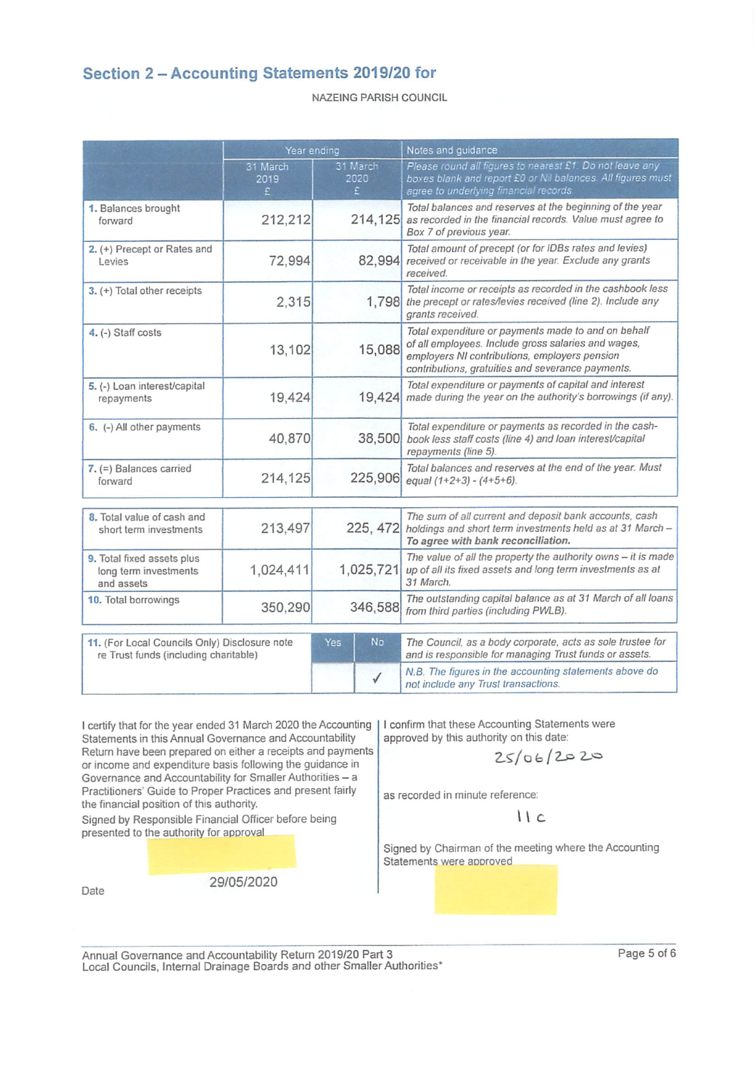## Section 2 – Accounting Statements 2019/20 for

NAZEING PARISH COUNCIL

| | Year ending | | Notes and guidance |
|---|---|---|---|
| | 31 March 2019 £ | 31 March 2020 £ | *Please round all figures to nearest £1. Do not leave any boxes blank and report £0 or Nil balances. All figures must agree to underlying financial records.* |
| **1.** Balances brought forward | 212,212 | 214,125 | *Total balances and reserves at the beginning of the year as recorded in the financial records. Value must agree to Box 7 of previous year.* |
| **2.** (+) Precept or Rates and Levies | 72,994 | 82,994 | *Total amount of precept (or for IDBs rates and levies) received or receivable in the year. Exclude any grants received.* |
| **3.** (+) Total other receipts | 2,315 | 1,798 | *Total income or receipts as recorded in the cashbook less the precept or rates/levies received (line 2). Include any grants received.* |
| **4.** (-) Staff costs | 13,102 | 15,088 | *Total expenditure or payments made to and on behalf of all employees. Include gross salaries and wages, employers NI contributions, employers pension contributions, gratuities and severance payments.* |
| **5.** (-) Loan interest/capital repayments | 19,424 | 19,424 | *Total expenditure or payments of capital and interest made during the year on the authority's borrowings (if any).* |
| **6.** (-) All other payments | 40,870 | 38,500 | *Total expenditure or payments as recorded in the cash-book less staff costs (line 4) and loan interest/capital repayments (line 5).* |
| **7.** (=) Balances carried forward | 214,125 | 225,906 | *Total balances and reserves at the end of the year. Must equal (1+2+3) - (4+5+6).* |
| **8.** Total value of cash and short term investments | 213,497 | 225, 472 | *The sum of all current and deposit bank accounts, cash holdings and short term investments held as at 31 March – **To agree with bank reconciliation.*** |
| **9.** Total fixed assets plus long term investments and assets | 1,024,411 | 1,025,721 | *The value of all the property the authority owns – it is made up of all its fixed assets and long term investments as at 31 March.* |
| **10.** Total borrowings | 350,290 | 346,588 | *The outstanding capital balance as at 31 March of all loans from third parties (including PWLB).* |

| | Yes | No | |
|---|---|---|---|
| **11.** (For Local Councils Only) Disclosure note re Trust funds (including charitable) | | | *The Council, as a body corporate, acts as sole trustee for and is responsible for managing Trust funds or assets.* |
| | | ✓ | *N.B. The figures in the accounting statements above do not include any Trust transactions.* |

I certify that for the year ended 31 March 2020 the Accounting Statements in this Annual Governance and Accountability Return have been prepared on either a receipts and payments or income and expenditure basis following the guidance in Governance and Accountability for Smaller Authorities – a Practitioners' Guide to Proper Practices and present fairly the financial position of this authority.

Signed by Responsible Financial Officer before being presented to the authority for approval

Date 29/05/2020

I confirm that these Accounting Statements were approved by this authority on this date:

25/06/2020

as recorded in minute reference:

11c

Signed by Chairman of the meeting where the Accounting Statements were approved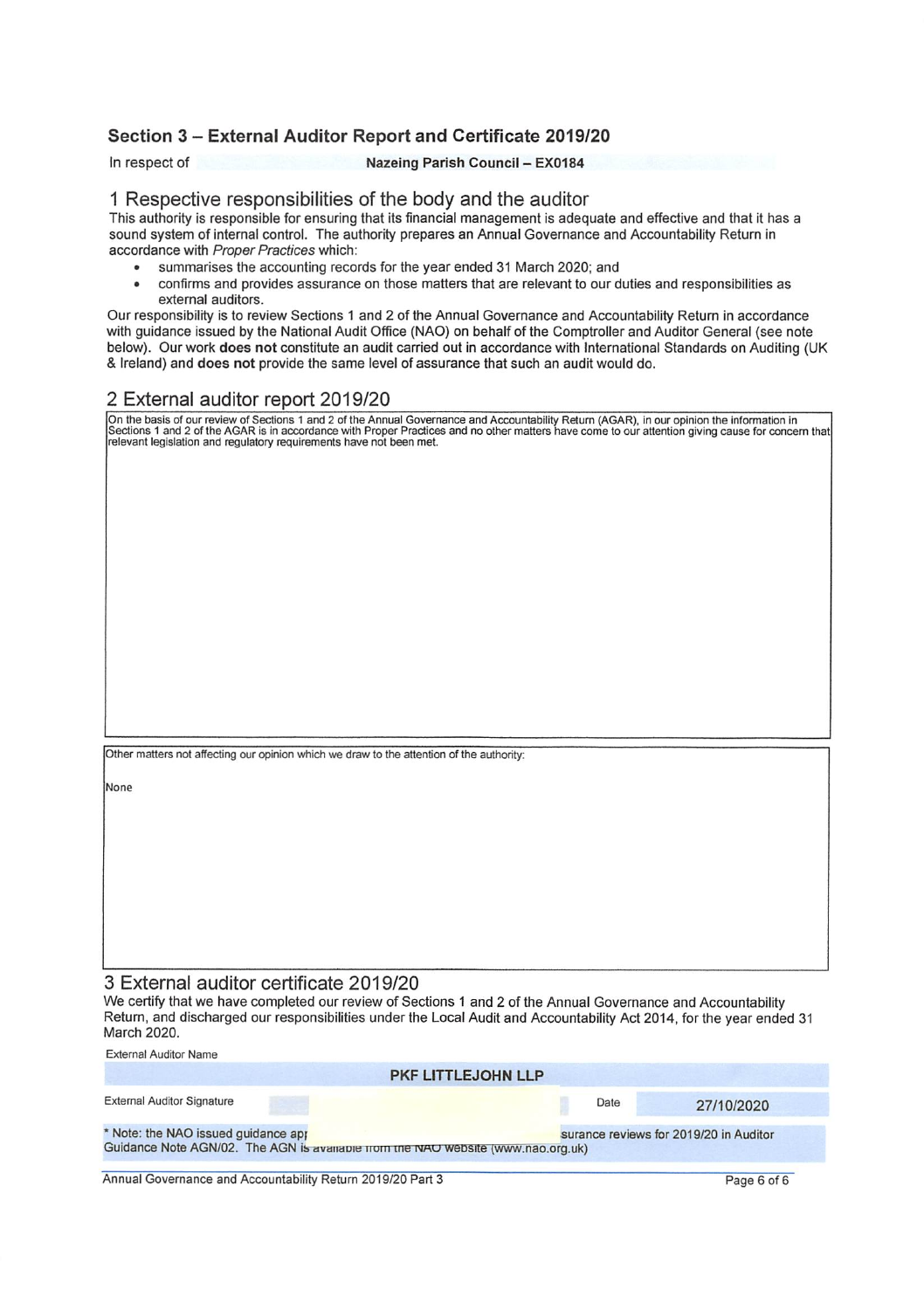## Section 3 – External Auditor Report and Certificate 2019/20

In respect of **Nazeing Parish Council – EX0184**

### 1 Respective responsibilities of the body and the auditor

This authority is responsible for ensuring that its financial management is adequate and effective and that it has a sound system of internal control. The authority prepares an Annual Governance and Accountability Return in accordance with *Proper Practices* which:

- summarises the accounting records for the year ended 31 March 2020; and
- confirms and provides assurance on those matters that are relevant to our duties and responsibilities as external auditors.

Our responsibility is to review Sections 1 and 2 of the Annual Governance and Accountability Return in accordance with guidance issued by the National Audit Office (NAO) on behalf of the Comptroller and Auditor General (see note below). Our work **does not** constitute an audit carried out in accordance with International Standards on Auditing (UK & Ireland) and **does not** provide the same level of assurance that such an audit would do.

### 2 External auditor report 2019/20

On the basis of our review of Sections 1 and 2 of the Annual Governance and Accountability Return (AGAR), in our opinion the information in Sections 1 and 2 of the AGAR is in accordance with Proper Practices and no other matters have come to our attention giving cause for concern that relevant legislation and regulatory requirements have not been met.

Other matters not affecting our opinion which we draw to the attention of the authority:

None

### 3 External auditor certificate 2019/20

We certify that we have completed our review of Sections 1 and 2 of the Annual Governance and Accountability Return, and discharged our responsibilities under the Local Audit and Accountability Act 2014, for the year ended 31 March 2020.

| | | | |
|---|---|---|---|
| External Auditor Name | PKF LITTLEJOHN LLP | | |
| External Auditor Signature | | Date | 27/10/2020 |

\* Note: the NAO issued guidance ap[...]surance reviews for 2019/20 in Auditor Guidance Note AGN/02. The AGN is available from the NAO website (www.nao.org.uk)